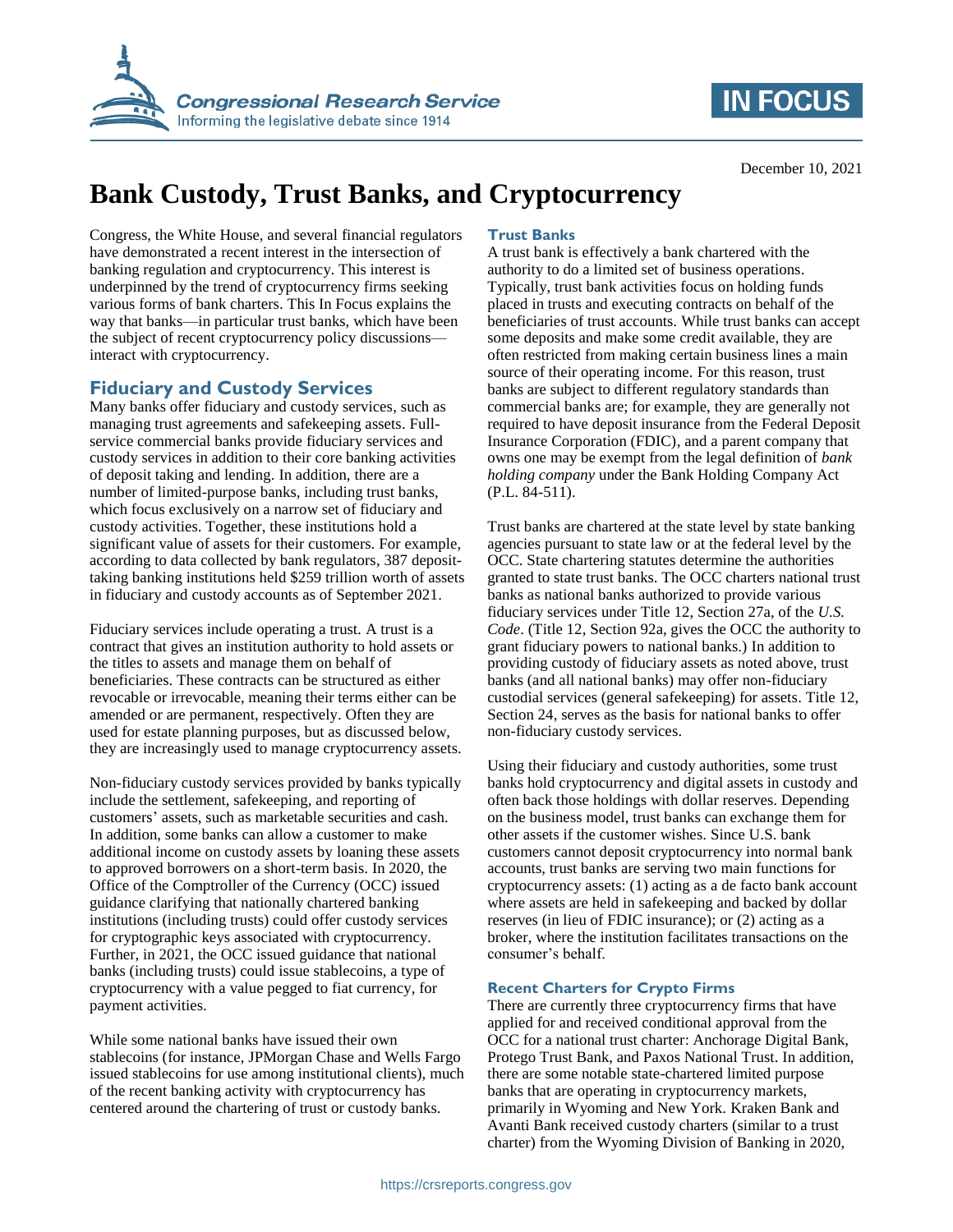December 10, 2021

# Bank Custody, Trust Banks, and Cryptocurrency

Congress, the White House, and several financial regulators have demonstrated a recent interest in the intersection of banking regulation and cryptocurrency. This interest is underpinned by the trend of cryptocurrency firms seeking various forms of bank charters. This In Focus explains the way that banks—in particular trust banks, which have been the subject of recent cryptocurrency policy discussions—interact with cryptocurrency.

## Fiduciary and Custody Services

Many banks offer fiduciary and custody services, such as managing trust agreements and safekeeping assets. Full-service commercial banks provide fiduciary services and custody services in addition to their core banking activities of deposit taking and lending. In addition, there are a number of limited-purpose banks, including trust banks, which focus exclusively on a narrow set of fiduciary and custody activities. Together, these institutions hold a significant value of assets for their customers. For example, according to data collected by bank regulators, 387 deposit-taking banking institutions held $259 trillion worth of assets in fiduciary and custody accounts as of September 2021.

Fiduciary services include operating a trust. A trust is a contract that gives an institution authority to hold assets or the titles to assets and manage them on behalf of beneficiaries. These contracts can be structured as either revocable or irrevocable, meaning their terms either can be amended or are permanent, respectively. Often they are used for estate planning purposes, but as discussed below, they are increasingly used to manage cryptocurrency assets.

Non-fiduciary custody services provided by banks typically include the settlement, safekeeping, and reporting of customers' assets, such as marketable securities and cash. In addition, some banks can allow a customer to make additional income on custody assets by loaning these assets to approved borrowers on a short-term basis. In 2020, the Office of the Comptroller of the Currency (OCC) issued guidance clarifying that nationally chartered banking institutions (including trusts) could offer custody services for cryptographic keys associated with cryptocurrency. Further, in 2021, the OCC issued guidance that national banks (including trusts) could issue stablecoins, a type of cryptocurrency with a value pegged to fiat currency, for payment activities.

While some national banks have issued their own stablecoins (for instance, JPMorgan Chase and Wells Fargo issued stablecoins for use among institutional clients), much of the recent banking activity with cryptocurrency has centered around the chartering of trust or custody banks.

### Trust Banks

A trust bank is effectively a bank chartered with the authority to do a limited set of business operations. Typically, trust bank activities focus on holding funds placed in trusts and executing contracts on behalf of the beneficiaries of trust accounts. While trust banks can accept some deposits and make some credit available, they are often restricted from making certain business lines a main source of their operating income. For this reason, trust banks are subject to different regulatory standards than commercial banks are; for example, they are generally not required to have deposit insurance from the Federal Deposit Insurance Corporation (FDIC), and a parent company that owns one may be exempt from the legal definition of *bank holding company* under the Bank Holding Company Act (P.L. 84-511).

Trust banks are chartered at the state level by state banking agencies pursuant to state law or at the federal level by the OCC. State chartering statutes determine the authorities granted to state trust banks. The OCC charters national trust banks as national banks authorized to provide various fiduciary services under Title 12, Section 27a, of the *U.S. Code*. (Title 12, Section 92a, gives the OCC the authority to grant fiduciary powers to national banks.) In addition to providing custody of fiduciary assets as noted above, trust banks (and all national banks) may offer non-fiduciary custodial services (general safekeeping) for assets. Title 12, Section 24, serves as the basis for national banks to offer non-fiduciary custody services.

Using their fiduciary and custody authorities, some trust banks hold cryptocurrency and digital assets in custody and often back those holdings with dollar reserves. Depending on the business model, trust banks can exchange them for other assets if the customer wishes. Since U.S. bank customers cannot deposit cryptocurrency into normal bank accounts, trust banks are serving two main functions for cryptocurrency assets: (1) acting as a de facto bank account where assets are held in safekeeping and backed by dollar reserves (in lieu of FDIC insurance); or (2) acting as a broker, where the institution facilitates transactions on the consumer's behalf.

### Recent Charters for Crypto Firms

There are currently three cryptocurrency firms that have applied for and received conditional approval from the OCC for a national trust charter: Anchorage Digital Bank, Protego Trust Bank, and Paxos National Trust. In addition, there are some notable state-chartered limited purpose banks that are operating in cryptocurrency markets, primarily in Wyoming and New York. Kraken Bank and Avanti Bank received custody charters (similar to a trust charter) from the Wyoming Division of Banking in 2020,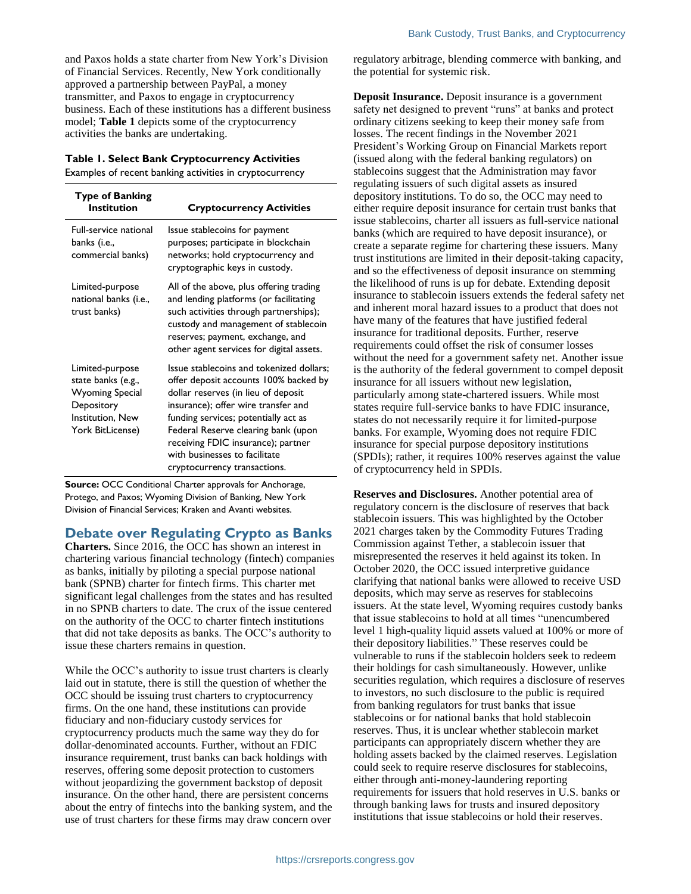and Paxos holds a state charter from New York's Division of Financial Services. Recently, New York conditionally approved a partnership between PayPal, a money transmitter, and Paxos to engage in cryptocurrency business. Each of these institutions has a different business model; **Table 1** depicts some of the cryptocurrency activities the banks are undertaking.

**Table 1. Select Bank Cryptocurrency Activities**

Examples of recent banking activities in cryptocurrency

| Type of Banking Institution | Cryptocurrency Activities |
|---|---|
| Full-service national banks (i.e., commercial banks) | Issue stablecoins for payment purposes; participate in blockchain networks; hold cryptocurrency and cryptographic keys in custody. |
| Limited-purpose national banks (i.e., trust banks) | All of the above, plus offering trading and lending platforms (or facilitating such activities through partnerships); custody and management of stablecoin reserves; payment, exchange, and other agent services for digital assets. |
| Limited-purpose state banks (e.g., Wyoming Special Depository Institution, New York BitLicense) | Issue stablecoins and tokenized dollars; offer deposit accounts 100% backed by dollar reserves (in lieu of deposit insurance); offer wire transfer and funding services; potentially act as Federal Reserve clearing bank (upon receiving FDIC insurance); partner with businesses to facilitate cryptocurrency transactions. |

**Source:** OCC Conditional Charter approvals for Anchorage, Protego, and Paxos; Wyoming Division of Banking, New York Division of Financial Services; Kraken and Avanti websites.

## Debate over Regulating Crypto as Banks

**Charters.** Since 2016, the OCC has shown an interest in chartering various financial technology (fintech) companies as banks, initially by piloting a special purpose national bank (SPNB) charter for fintech firms. This charter met significant legal challenges from the states and has resulted in no SPNB charters to date. The crux of the issue centered on the authority of the OCC to charter fintech institutions that did not take deposits as banks. The OCC's authority to issue these charters remains in question.

While the OCC's authority to issue trust charters is clearly laid out in statute, there is still the question of whether the OCC should be issuing trust charters to cryptocurrency firms. On the one hand, these institutions can provide fiduciary and non-fiduciary custody services for cryptocurrency products much the same way they do for dollar-denominated accounts. Further, without an FDIC insurance requirement, trust banks can back holdings with reserves, offering some deposit protection to customers without jeopardizing the government backstop of deposit insurance. On the other hand, there are persistent concerns about the entry of fintechs into the banking system, and the use of trust charters for these firms may draw concern over regulatory arbitrage, blending commerce with banking, and the potential for systemic risk.

**Deposit Insurance.** Deposit insurance is a government safety net designed to prevent "runs" at banks and protect ordinary citizens seeking to keep their money safe from losses. The recent findings in the November 2021 President's Working Group on Financial Markets report (issued along with the federal banking regulators) on stablecoins suggest that the Administration may favor regulating issuers of such digital assets as insured depository institutions. To do so, the OCC may need to either require deposit insurance for certain trust banks that issue stablecoins, charter all issuers as full-service national banks (which are required to have deposit insurance), or create a separate regime for chartering these issuers. Many trust institutions are limited in their deposit-taking capacity, and so the effectiveness of deposit insurance on stemming the likelihood of runs is up for debate. Extending deposit insurance to stablecoin issuers extends the federal safety net and inherent moral hazard issues to a product that does not have many of the features that have justified federal insurance for traditional deposits. Further, reserve requirements could offset the risk of consumer losses without the need for a government safety net. Another issue is the authority of the federal government to compel deposit insurance for all issuers without new legislation, particularly among state-chartered issuers. While most states require full-service banks to have FDIC insurance, states do not necessarily require it for limited-purpose banks. For example, Wyoming does not require FDIC insurance for special purpose depository institutions (SPDIs); rather, it requires 100% reserves against the value of cryptocurrency held in SPDIs.

**Reserves and Disclosures.** Another potential area of regulatory concern is the disclosure of reserves that back stablecoin issuers. This was highlighted by the October 2021 charges taken by the Commodity Futures Trading Commission against Tether, a stablecoin issuer that misrepresented the reserves it held against its token. In October 2020, the OCC issued interpretive guidance clarifying that national banks were allowed to receive USD deposits, which may serve as reserves for stablecoins issuers. At the state level, Wyoming requires custody banks that issue stablecoins to hold at all times "unencumbered level 1 high-quality liquid assets valued at 100% or more of their depository liabilities." These reserves could be vulnerable to runs if the stablecoin holders seek to redeem their holdings for cash simultaneously. However, unlike securities regulation, which requires a disclosure of reserves to investors, no such disclosure to the public is required from banking regulators for trust banks that issue stablecoins or for national banks that hold stablecoin reserves. Thus, it is unclear whether stablecoin market participants can appropriately discern whether they are holding assets backed by the claimed reserves. Legislation could seek to require reserve disclosures for stablecoins, either through anti-money-laundering reporting requirements for issuers that hold reserves in U.S. banks or through banking laws for trusts and insured depository institutions that issue stablecoins or hold their reserves.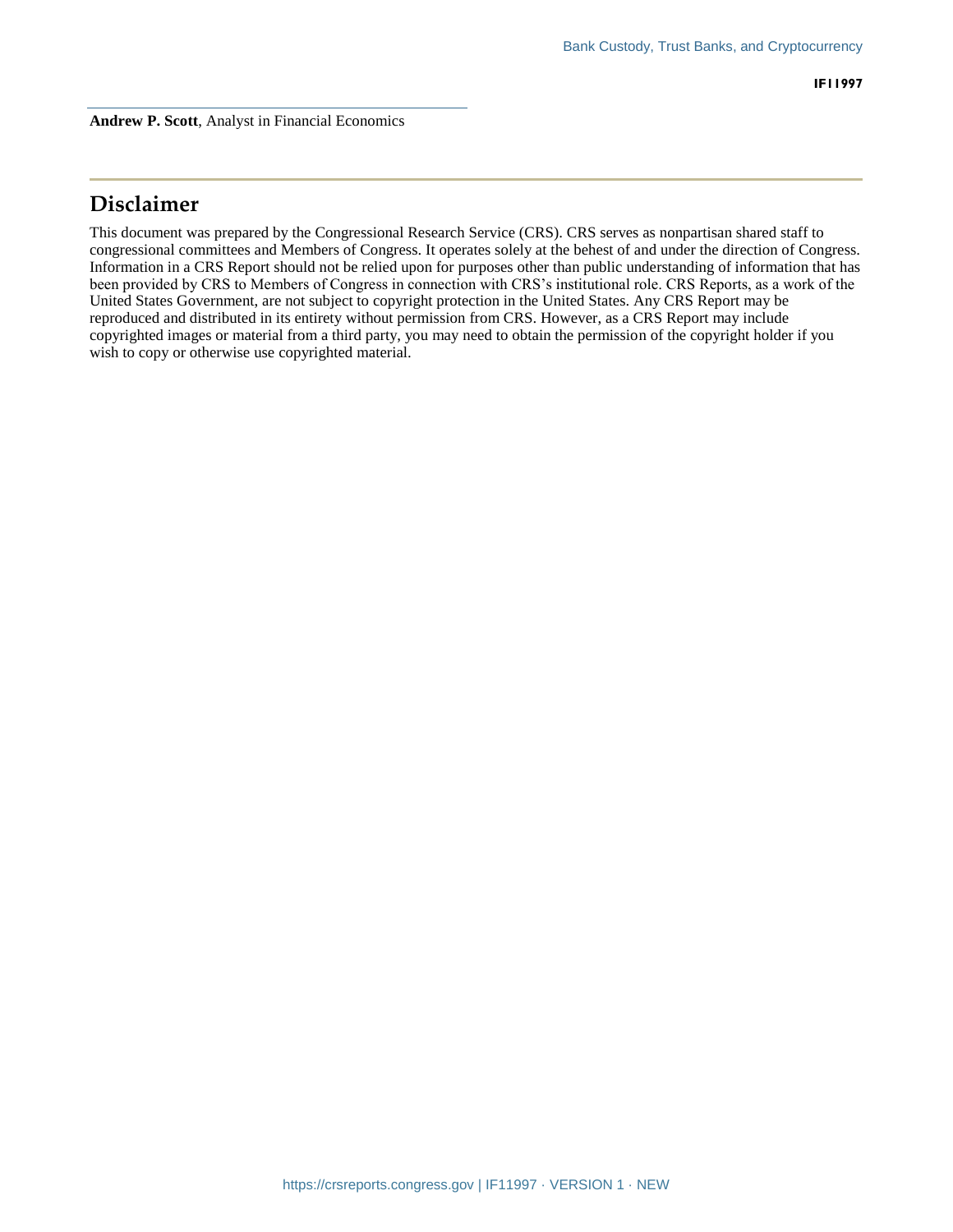**Andrew P. Scott**, Analyst in Financial Economics

## Disclaimer

This document was prepared by the Congressional Research Service (CRS). CRS serves as nonpartisan shared staff to congressional committees and Members of Congress. It operates solely at the behest of and under the direction of Congress. Information in a CRS Report should not be relied upon for purposes other than public understanding of information that has been provided by CRS to Members of Congress in connection with CRS's institutional role. CRS Reports, as a work of the United States Government, are not subject to copyright protection in the United States. Any CRS Report may be reproduced and distributed in its entirety without permission from CRS. However, as a CRS Report may include copyrighted images or material from a third party, you may need to obtain the permission of the copyright holder if you wish to copy or otherwise use copyrighted material.